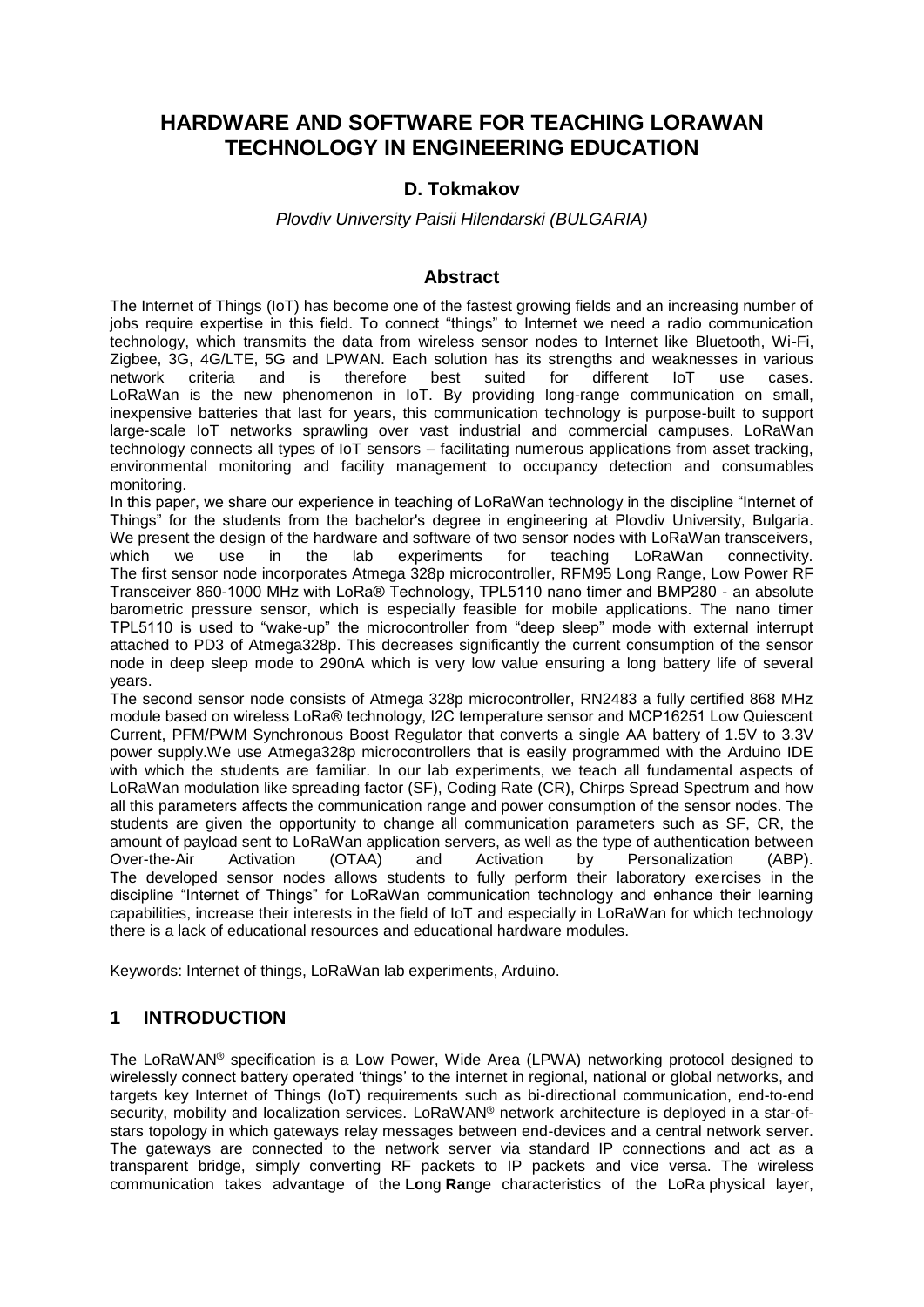# HARDWARE AND SOFTWARE FOR TEACHING LORAWAN TECHNOLOGY IN ENGINEERING EDUCATION

**D. Tokmakov**

*Plovdiv University Paisii Hilendarski (BULGARIA)*

## Abstract

The Internet of Things (IoT) has become one of the fastest growing fields and an increasing number of jobs require expertise in this field. To connect "things" to Internet we need a radio communication technology, which transmits the data from wireless sensor nodes to Internet like Bluetooth, Wi-Fi, Zigbee, 3G, 4G/LTE, 5G and LPWAN. Each solution has its strengths and weaknesses in various network criteria and is therefore best suited for different IoT use cases. LoRaWan is the new phenomenon in IoT. By providing long-range communication on small, inexpensive batteries that last for years, this communication technology is purpose-built to support large-scale IoT networks sprawling over vast industrial and commercial campuses. LoRaWan technology connects all types of IoT sensors – facilitating numerous applications from asset tracking, environmental monitoring and facility management to occupancy detection and consumables monitoring.

In this paper, we share our experience in teaching of LoRaWan technology in the discipline "Internet of Things" for the students from the bachelor's degree in engineering at Plovdiv University, Bulgaria. We present the design of the hardware and software of two sensor nodes with LoRaWan transceivers, which we use in the lab experiments for teaching LoRaWan connectivity. The first sensor node incorporates Atmega 328p microcontroller, RFM95 Long Range, Low Power RF Transceiver 860-1000 MHz with LoRa® Technology, TPL5110 nano timer and BMP280 - an absolute barometric pressure sensor, which is especially feasible for mobile applications. The nano timer TPL5110 is used to "wake-up" the microcontroller from "deep sleep" mode with external interrupt attached to PD3 of Atmega328p. This decreases significantly the current consumption of the sensor node in deep sleep mode to 290nA which is very low value ensuring a long battery life of several years.

The second sensor node consists of Atmega 328p microcontroller, RN2483 a fully certified 868 MHz module based on wireless LoRa® technology, I2C temperature sensor and MCP16251 Low Quiescent Current, PFM/PWM Synchronous Boost Regulator that converts a single AA battery of 1.5V to 3.3V power supply.We use Atmega328p microcontrollers that is easily programmed with the Arduino IDE with which the students are familiar. In our lab experiments, we teach all fundamental aspects of LoRaWan modulation like spreading factor (SF), Coding Rate (CR), Chirps Spread Spectrum and how all this parameters affects the communication range and power consumption of the sensor nodes. The students are given the opportunity to change all communication parameters such as SF, CR, the amount of payload sent to LoRaWan application servers, as well as the type of authentication between Over-the-Air Activation (OTAA) and Activation by Personalization (ABP). The developed sensor nodes allows students to fully perform their laboratory exercises in the discipline "Internet of Things" for LoRaWan communication technology and enhance their learning capabilities, increase their interests in the field of IoT and especially in LoRaWan for which technology there is a lack of educational resources and educational hardware modules.

Keywords: Internet of things, LoRaWan lab experiments, Arduino.

## 1 INTRODUCTION

The LoRaWAN® specification is a Low Power, Wide Area (LPWA) networking protocol designed to wirelessly connect battery operated 'things' to the internet in regional, national or global networks, and targets key Internet of Things (IoT) requirements such as bi-directional communication, end-to-end security, mobility and localization services. LoRaWAN® network architecture is deployed in a star-of-stars topology in which gateways relay messages between end-devices and a central network server. The gateways are connected to the network server via standard IP connections and act as a transparent bridge, simply converting RF packets to IP packets and vice versa. The wireless communication takes advantage of the **Lo**ng **Ra**nge characteristics of the LoRa physical layer,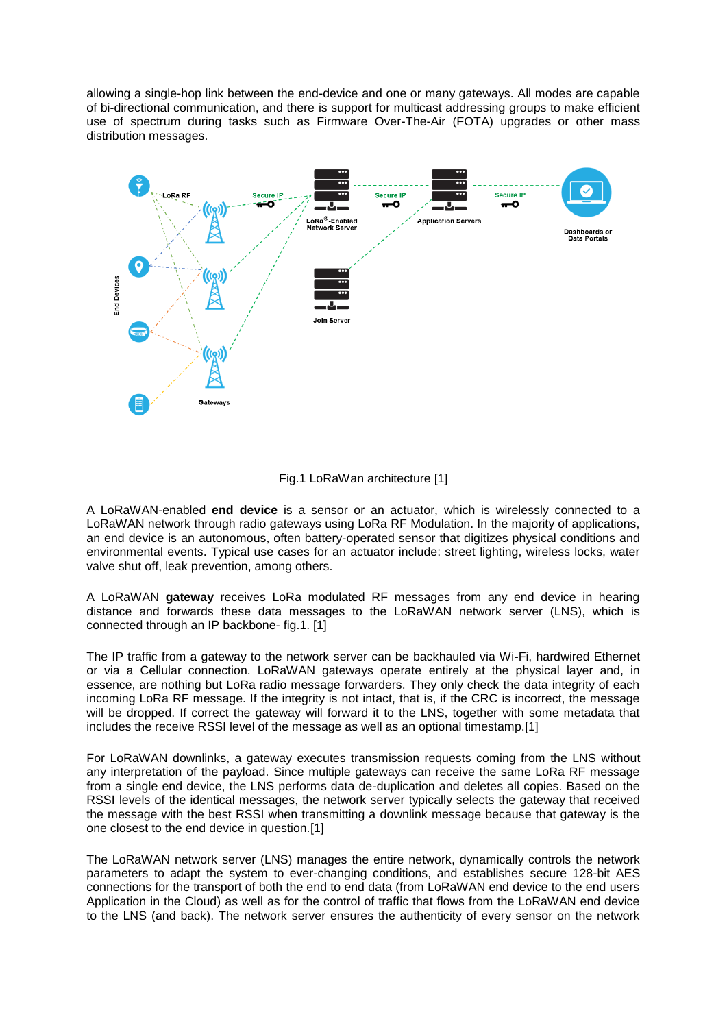allowing a single-hop link between the end-device and one or many gateways. All modes are capable of bi-directional communication, and there is support for multicast addressing groups to make efficient use of spectrum during tasks such as Firmware Over-The-Air (FOTA) upgrades or other mass distribution messages.

Fig.1 LoRaWan architecture [1]

A LoRaWAN-enabled **end device** is a sensor or an actuator, which is wirelessly connected to a LoRaWAN network through radio gateways using LoRa RF Modulation. In the majority of applications, an end device is an autonomous, often battery-operated sensor that digitizes physical conditions and environmental events. Typical use cases for an actuator include: street lighting, wireless locks, water valve shut off, leak prevention, among others.

A LoRaWAN **gateway** receives LoRa modulated RF messages from any end device in hearing distance and forwards these data messages to the LoRaWAN network server (LNS), which is connected through an IP backbone- fig.1. [1]

The IP traffic from a gateway to the network server can be backhauled via Wi-Fi, hardwired Ethernet or via a Cellular connection. LoRaWAN gateways operate entirely at the physical layer and, in essence, are nothing but LoRa radio message forwarders. They only check the data integrity of each incoming LoRa RF message. If the integrity is not intact, that is, if the CRC is incorrect, the message will be dropped. If correct the gateway will forward it to the LNS, together with some metadata that includes the receive RSSI level of the message as well as an optional timestamp.[1]

For LoRaWAN downlinks, a gateway executes transmission requests coming from the LNS without any interpretation of the payload. Since multiple gateways can receive the same LoRa RF message from a single end device, the LNS performs data de-duplication and deletes all copies. Based on the RSSI levels of the identical messages, the network server typically selects the gateway that received the message with the best RSSI when transmitting a downlink message because that gateway is the one closest to the end device in question.[1]

The LoRaWAN network server (LNS) manages the entire network, dynamically controls the network parameters to adapt the system to ever-changing conditions, and establishes secure 128-bit AES connections for the transport of both the end to end data (from LoRaWAN end device to the end users Application in the Cloud) as well as for the control of traffic that flows from the LoRaWAN end device to the LNS (and back). The network server ensures the authenticity of every sensor on the network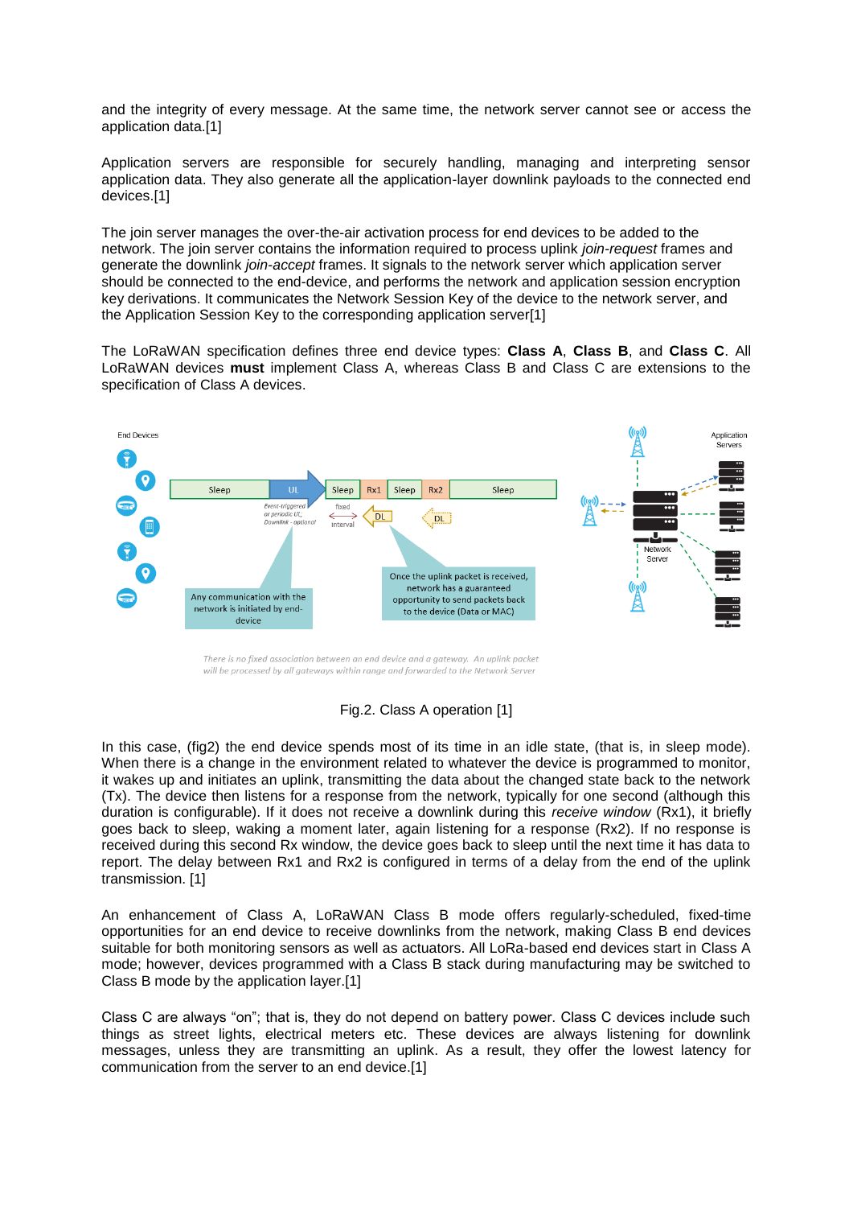and the integrity of every message. At the same time, the network server cannot see or access the application data.[1]

Application servers are responsible for securely handling, managing and interpreting sensor application data. They also generate all the application-layer downlink payloads to the connected end devices.[1]

The join server manages the over-the-air activation process for end devices to be added to the network. The join server contains the information required to process uplink *join-request* frames and generate the downlink *join-accept* frames. It signals to the network server which application server should be connected to the end-device, and performs the network and application session encryption key derivations. It communicates the Network Session Key of the device to the network server, and the Application Session Key to the corresponding application server[1]

The LoRaWAN specification defines three end device types: **Class A**, **Class B**, and **Class C**. All LoRaWAN devices **must** implement Class A, whereas Class B and Class C are extensions to the specification of Class A devices.

Fig.2. Class A operation [1]

In this case, (fig2) the end device spends most of its time in an idle state, (that is, in sleep mode). When there is a change in the environment related to whatever the device is programmed to monitor, it wakes up and initiates an uplink, transmitting the data about the changed state back to the network (Tx). The device then listens for a response from the network, typically for one second (although this duration is configurable). If it does not receive a downlink during this *receive window* (Rx1), it briefly goes back to sleep, waking a moment later, again listening for a response (Rx2). If no response is received during this second Rx window, the device goes back to sleep until the next time it has data to report. The delay between Rx1 and Rx2 is configured in terms of a delay from the end of the uplink transmission. [1]

An enhancement of Class A, LoRaWAN Class B mode offers regularly-scheduled, fixed-time opportunities for an end device to receive downlinks from the network, making Class B end devices suitable for both monitoring sensors as well as actuators. All LoRa-based end devices start in Class A mode; however, devices programmed with a Class B stack during manufacturing may be switched to Class B mode by the application layer.[1]

Class C are always “on”; that is, they do not depend on battery power. Class C devices include such things as street lights, electrical meters etc. These devices are always listening for downlink messages, unless they are transmitting an uplink. As a result, they offer the lowest latency for communication from the server to an end device.[1]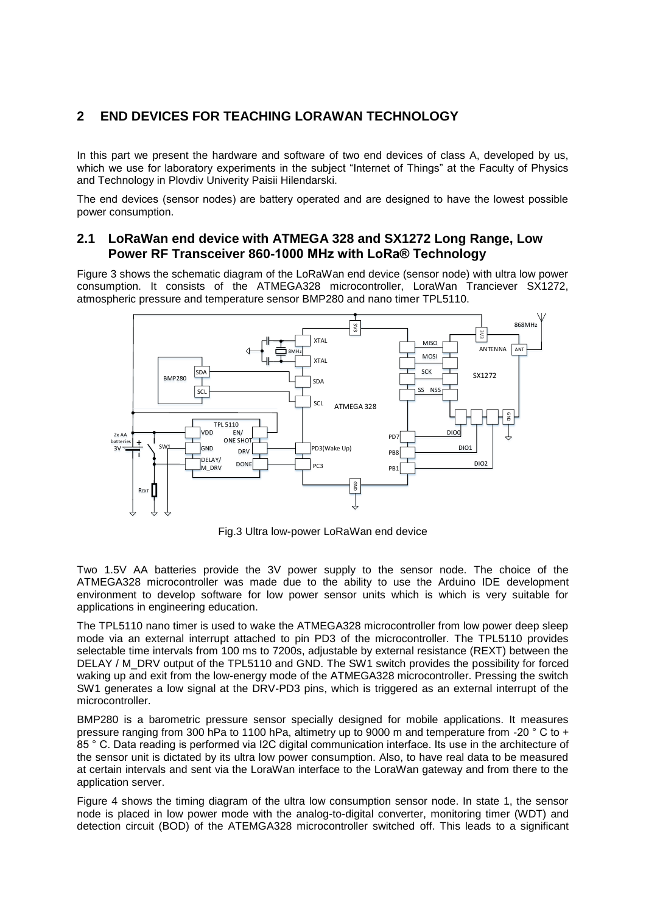## 2 END DEVICES FOR TEACHING LORAWAN TECHNOLOGY

In this part we present the hardware and software of two end devices of class A, developed by us, which we use for laboratory experiments in the subject "Internet of Things" at the Faculty of Physics and Technology in Plovdiv Univerity Paisii Hilendarski.

The end devices (sensor nodes) are battery operated and are designed to have the lowest possible power consumption.

### 2.1 LoRaWan end device with ATMEGA 328 and SX1272 Long Range, Low Power RF Transceiver 860-1000 MHz with LoRa® Technology

Figure 3 shows the schematic diagram of the LoRaWan end device (sensor node) with ultra low power consumption. It consists of the ATMEGA328 microcontroller, LoraWan Tranciever SX1272, atmospheric pressure and temperature sensor BMP280 and nano timer TPL5110.

Fig.3 Ultra low-power LoRaWan end device

Two 1.5V AA batteries provide the 3V power supply to the sensor node. The choice of the ATMEGA328 microcontroller was made due to the ability to use the Arduino IDE development environment to develop software for low power sensor units which is which is very suitable for applications in engineering education.

The TPL5110 nano timer is used to wake the ATMEGA328 microcontroller from low power deep sleep mode via an external interrupt attached to pin PD3 of the microcontroller. The TPL5110 provides selectable time intervals from 100 ms to 7200s, adjustable by external resistance (REXT) between the DELAY / M_DRV output of the TPL5110 and GND. The SW1 switch provides the possibility for forced waking up and exit from the low-energy mode of the ATMEGA328 microcontroller. Pressing the switch SW1 generates a low signal at the DRV-PD3 pins, which is triggered as an external interrupt of the microcontroller.

BMP280 is a barometric pressure sensor specially designed for mobile applications. It measures pressure ranging from 300 hPa to 1100 hPa, altimetry up to 9000 m and temperature from -20 ° C to + 85 ° C. Data reading is performed via I2C digital communication interface. Its use in the architecture of the sensor unit is dictated by its ultra low power consumption. Also, to have real data to be measured at certain intervals and sent via the LoraWan interface to the LoraWan gateway and from there to the application server.

Figure 4 shows the timing diagram of the ultra low consumption sensor node. In state 1, the sensor node is placed in low power mode with the analog-to-digital converter, monitoring timer (WDT) and detection circuit (BOD) of the ATEMGA328 microcontroller switched off. This leads to a significant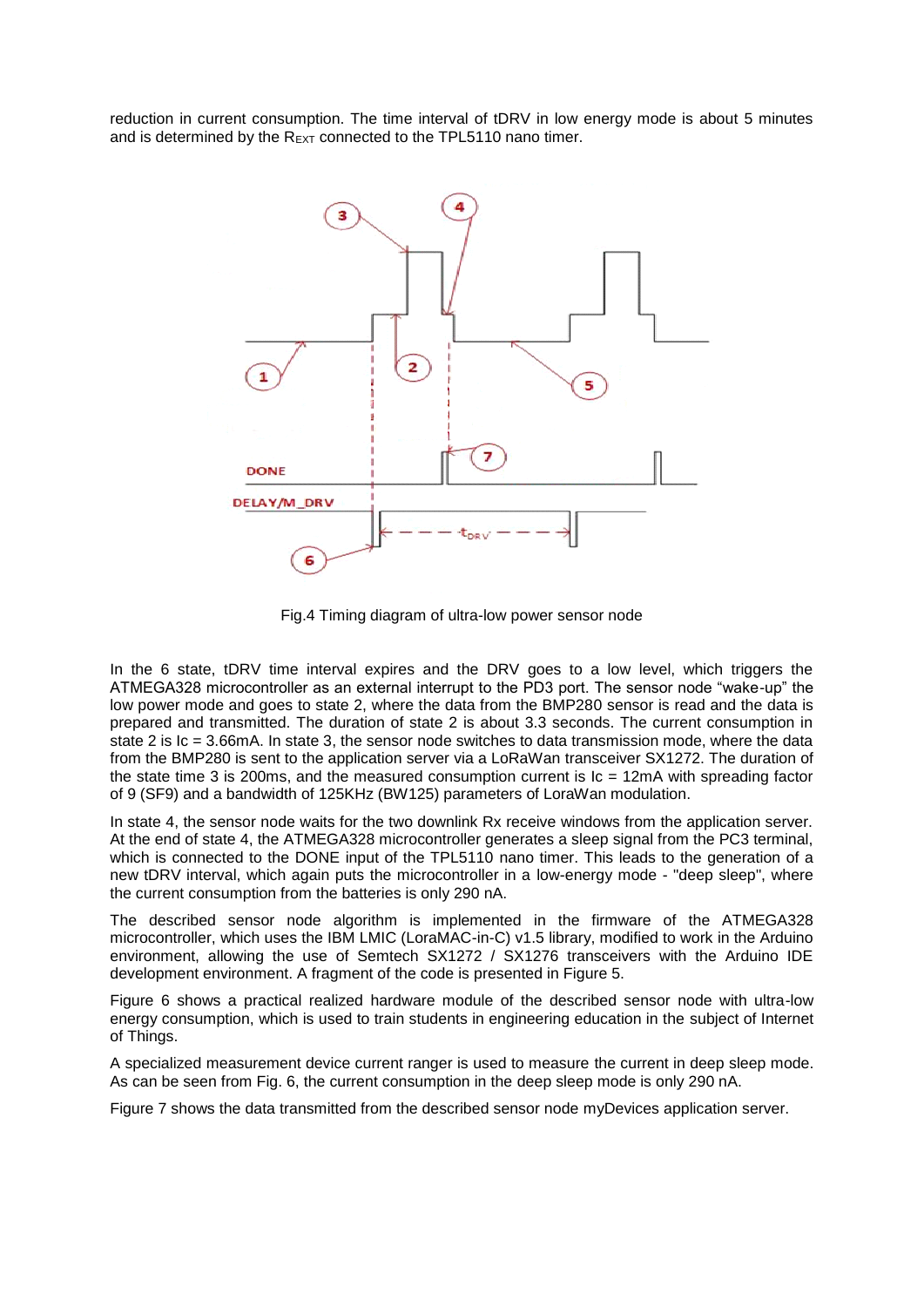reduction in current consumption. The time interval of tDRV in low energy mode is about 5 minutes and is determined by the $R_{EXT}$ connected to the TPL5110 nano timer.

Fig.4 Timing diagram of ultra-low power sensor node

In the 6 state, tDRV time interval expires and the DRV goes to a low level, which triggers the ATMEGA328 microcontroller as an external interrupt to the PD3 port. The sensor node "wake-up" the low power mode and goes to state 2, where the data from the BMP280 sensor is read and the data is prepared and transmitted. The duration of state 2 is about 3.3 seconds. The current consumption in state 2 is Ic = 3.66mA. In state 3, the sensor node switches to data transmission mode, where the data from the BMP280 is sent to the application server via a LoRaWan transceiver SX1272. The duration of the state time 3 is 200ms, and the measured consumption current is Ic = 12mA with spreading factor of 9 (SF9) and a bandwidth of 125KHz (BW125) parameters of LoraWan modulation.

In state 4, the sensor node waits for the two downlink Rx receive windows from the application server. At the end of state 4, the ATMEGA328 microcontroller generates a sleep signal from the PC3 terminal, which is connected to the DONE input of the TPL5110 nano timer. This leads to the generation of a new tDRV interval, which again puts the microcontroller in a low-energy mode - "deep sleep", where the current consumption from the batteries is only 290 nA.

The described sensor node algorithm is implemented in the firmware of the ATMEGA328 microcontroller, which uses the IBM LMIC (LoraMAC-in-C) v1.5 library, modified to work in the Arduino environment, allowing the use of Semtech SX1272 / SX1276 transceivers with the Arduino IDE development environment. A fragment of the code is presented in Figure 5.

Figure 6 shows a practical realized hardware module of the described sensor node with ultra-low energy consumption, which is used to train students in engineering education in the subject of Internet of Things.

A specialized measurement device current ranger is used to measure the current in deep sleep mode. As can be seen from Fig. 6, the current consumption in the deep sleep mode is only 290 nA.

Figure 7 shows the data transmitted from the described sensor node myDevices application server.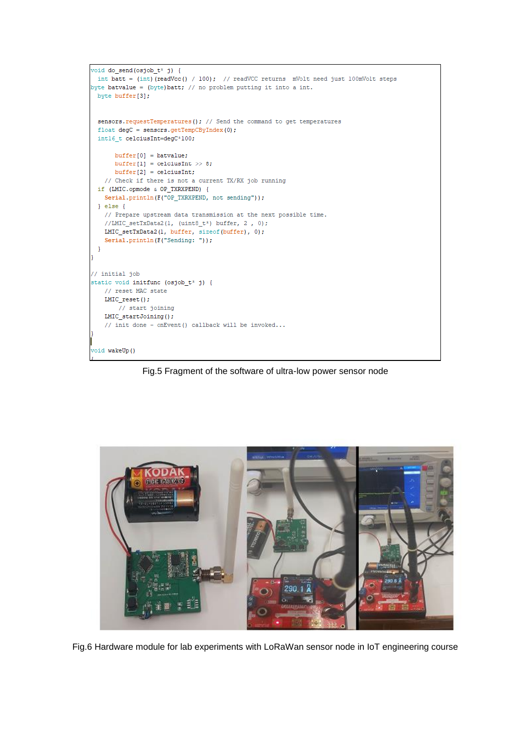```
void do_send(osjob_t* j) {
  int batt = (int)(readVcc() / 100);  // readVCC returns  mVolt need just 100mVolt steps
byte batvalue = (byte)batt; // no problem putting it into a int.
  byte buffer[3];


  sensors.requestTemperatures(); // Send the command to get temperatures
  float degC = sensors.getTempCByIndex(0);
  int16_t celciusInt=degC*100;

       buffer[0] = batvalue;
       buffer[1] = celciusInt >> 8;
       buffer[2] = celciusInt;
    // Check if there is not a current TX/RX job running
  if (LMIC.opmode & OP_TXRXPEND) {
    Serial.println(F("OP_TXRXPEND, not sending"));
  } else {
    // Prepare upstream data transmission at the next possible time.
    //LMIC_setTxData2(1, (uint8_t*) buffer, 2 , 0);
    LMIC_setTxData2(1, buffer, sizeof(buffer), 0);
    Serial.println(F("Sending: "));
  }
}

// initial job
static void initfunc (osjob_t* j) {
    // reset MAC state
    LMIC_reset();
        // start joining
    LMIC_startJoining();
    // init done - onEvent() callback will be invoked...
}

void wakeUp()
```

Fig.5 Fragment of the software of ultra-low power sensor node

Fig.6 Hardware module for lab experiments with LoRaWan sensor node in IoT engineering course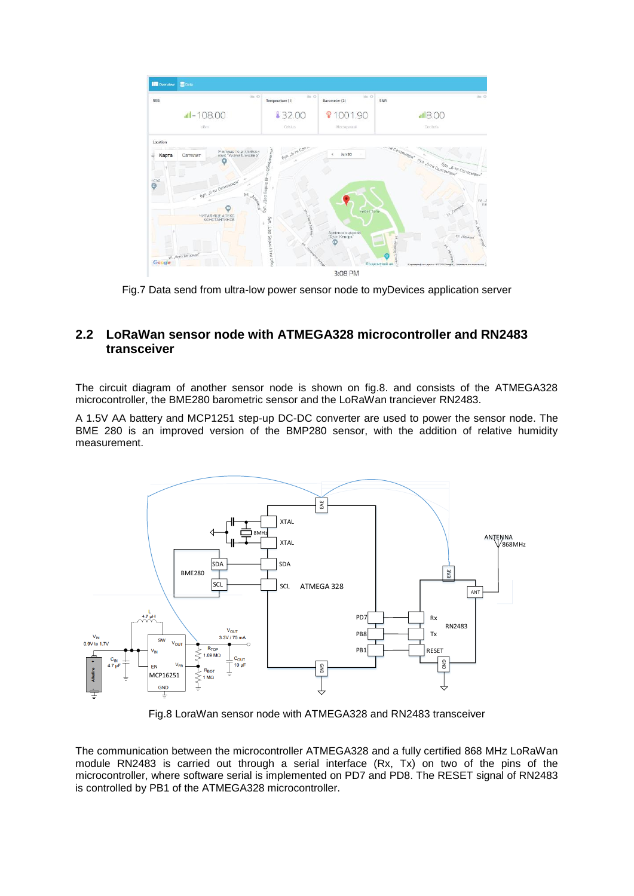Fig.7 Data send from ultra-low power sensor node to myDevices application server

## 2.2 LoRaWan sensor node with ATMEGA328 microcontroller and RN2483 transceiver

The circuit diagram of another sensor node is shown on fig.8. and consists of the ATMEGA328 microcontroller, the BME280 barometric sensor and the LoRaWan tranciever RN2483.

A 1.5V AA battery and MCP1251 step-up DC-DC converter are used to power the sensor node. The BME 280 is an improved version of the BMP280 sensor, with the addition of relative humidity measurement.

Fig.8 LoraWan sensor node with ATMEGA328 and RN2483 transceiver

The communication between the microcontroller ATMEGA328 and a fully certified 868 MHz LoRaWan module RN2483 is carried out through a serial interface (Rx, Tx) on two of the pins of the microcontroller, where software serial is implemented on PD7 and PD8. The RESET signal of RN2483 is controlled by PB1 of the ATMEGA328 microcontroller.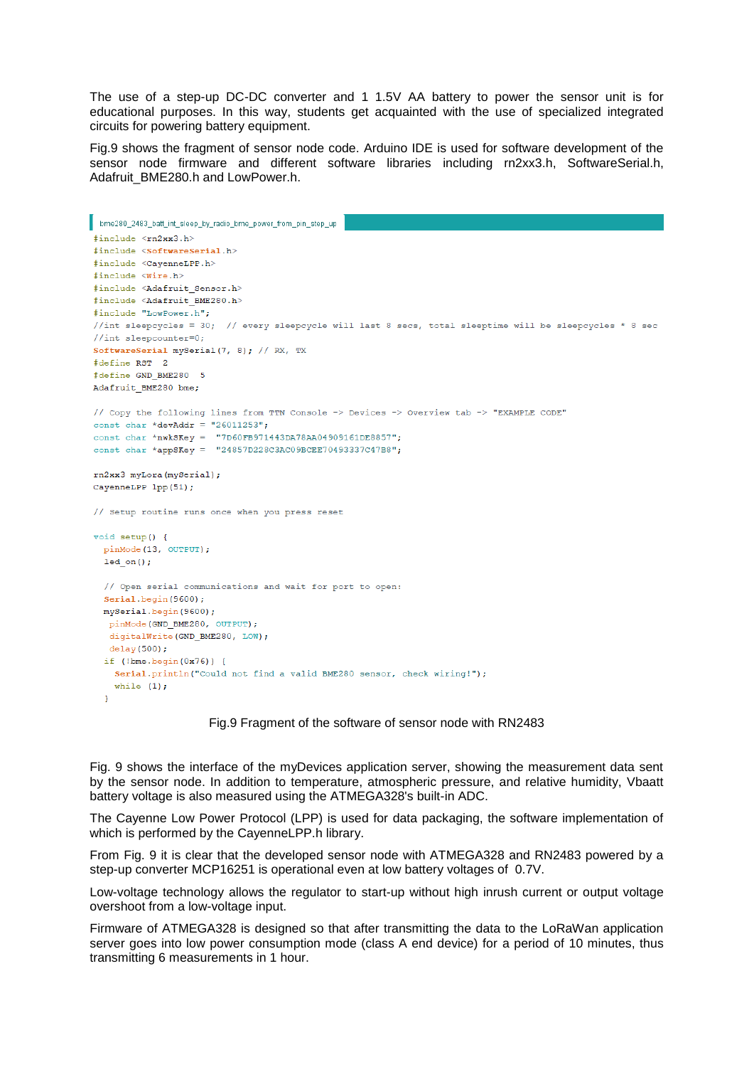The use of a step-up DC-DC converter and 1 1.5V AA battery to power the sensor unit is for educational purposes. In this way, students get acquainted with the use of specialized integrated circuits for powering battery equipment.

Fig.9 shows the fragment of sensor node code. Arduino IDE is used for software development of the sensor node firmware and different software libraries including rn2xx3.h, SoftwareSerial.h, Adafruit_BME280.h and LowPower.h.

```
bme280_2483_batt_int_sleep_by_radio_bme_power_from_pin_step_up

#include <rn2xx3.h>
#include <SoftwareSerial.h>
#include <CayenneLPP.h>
#include <Wire.h>
#include <Adafruit_Sensor.h>
#include <Adafruit_BME280.h>
#include "LowPower.h";
//int sleepcycles = 30;  // every sleepcycle will last 8 secs, total sleeptime will be sleepcycles * 8 sec
//int sleepcounter=0;
SoftwareSerial mySerial(7, 8); // RX, TX
#define RST  2
#define GND_BME280  5
Adafruit_BME280 bme;

// Copy the following lines from TTN Console -> Devices -> Overview tab -> "EXAMPLE CODE"
const char *devAddr = "26011253";
const char *nwkSKey =  "7D60FB971443DA78AA04905161DE8857";
const char *appSKey =  "24857D228C3AC09BCEE70493337C47B8";

rn2xx3 myLora(mySerial);
CayenneLPP lpp(51);

// Setup routine runs once when you press reset

void setup() {
  pinMode(13, OUTPUT);
  led_on();

  // Open serial communications and wait for port to open:
  Serial.begin(9600);
  mySerial.begin(9600);
   pinMode(GND_BME280, OUTPUT);
   digitalWrite(GND_BME280, LOW);
   delay(500);
  if (!bme.begin(0x76)) {
    Serial.println("Could not find a valid BME280 sensor, check wiring!");
    while (1);
  }
```

Fig.9 Fragment of the software of sensor node with RN2483

Fig. 9 shows the interface of the myDevices application server, showing the measurement data sent by the sensor node. In addition to temperature, atmospheric pressure, and relative humidity, Vbaatt battery voltage is also measured using the ATMEGA328's built-in ADC.

The Cayenne Low Power Protocol (LPP) is used for data packaging, the software implementation of which is performed by the CayenneLPP.h library.

From Fig. 9 it is clear that the developed sensor node with ATMEGA328 and RN2483 powered by a step-up converter MCP16251 is operational even at low battery voltages of 0.7V.

Low-voltage technology allows the regulator to start-up without high inrush current or output voltage overshoot from a low-voltage input.

Firmware of ATMEGA328 is designed so that after transmitting the data to the LoRaWan application server goes into low power consumption mode (class A end device) for a period of 10 minutes, thus transmitting 6 measurements in 1 hour.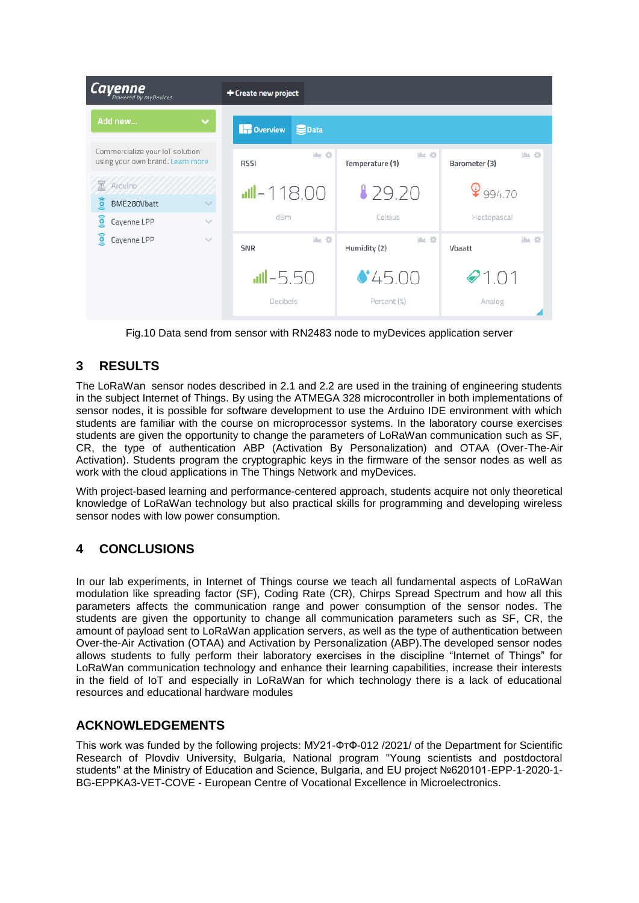Fig.10 Data send from sensor with RN2483 node to myDevices application server

## 3 RESULTS

The LoRaWan sensor nodes described in 2.1 and 2.2 are used in the training of engineering students in the subject Internet of Things. By using the ATMEGA 328 microcontroller in both implementations of sensor nodes, it is possible for software development to use the Arduino IDE environment with which students are familiar with the course on microprocessor systems. In the laboratory course exercises students are given the opportunity to change the parameters of LoRaWan communication such as SF, CR, the type of authentication ABP (Activation By Personalization) and OTAA (Over-The-Air Activation). Students program the cryptographic keys in the firmware of the sensor nodes as well as work with the cloud applications in The Things Network and myDevices.

With project-based learning and performance-centered approach, students acquire not only theoretical knowledge of LoRaWan technology but also practical skills for programming and developing wireless sensor nodes with low power consumption.

## 4 CONCLUSIONS

In our lab experiments, in Internet of Things course we teach all fundamental aspects of LoRaWan modulation like spreading factor (SF), Coding Rate (CR), Chirps Spread Spectrum and how all this parameters affects the communication range and power consumption of the sensor nodes. The students are given the opportunity to change all communication parameters such as SF, CR, the amount of payload sent to LoRaWan application servers, as well as the type of authentication between Over-the-Air Activation (OTAA) and Activation by Personalization (ABP).The developed sensor nodes allows students to fully perform their laboratory exercises in the discipline "Internet of Things" for LoRaWan communication technology and enhance their learning capabilities, increase their interests in the field of IoT and especially in LoRaWan for which technology there is a lack of educational resources and educational hardware modules

## ACKNOWLEDGEMENTS

This work was funded by the following projects: МУ21-ФтФ-012 /2021/ of the Department for Scientific Research of Plovdiv University, Bulgaria, National program "Young scientists and postdoctoral students" at the Ministry of Education and Science, Bulgaria, and EU project №620101-EPP-1-2020-1-BG-EPPKA3-VET-COVE - European Centre of Vocational Excellence in Microelectronics.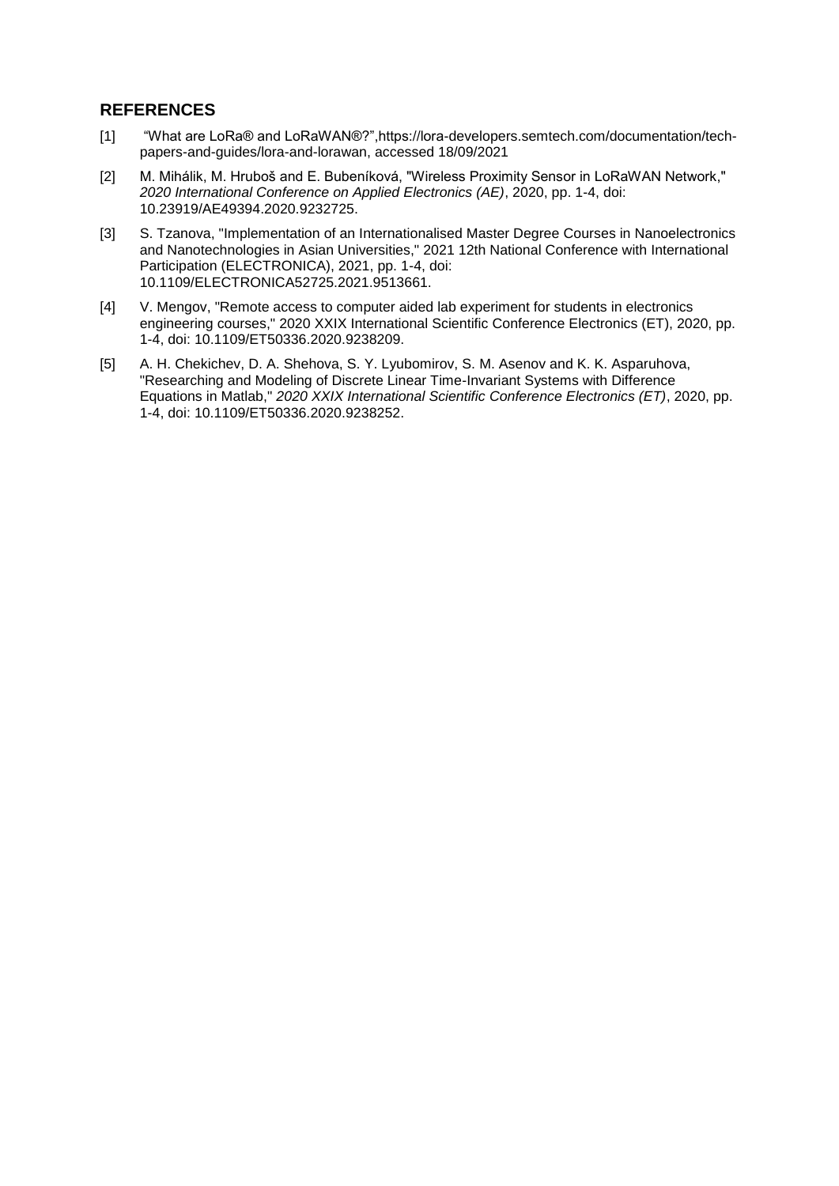## REFERENCES

[1] "What are LoRa® and LoRaWAN®?",https://lora-developers.semtech.com/documentation/tech-papers-and-guides/lora-and-lorawan, accessed 18/09/2021

[2] M. Mihálik, M. Hruboš and E. Bubeníková, "Wireless Proximity Sensor in LoRaWAN Network," *2020 International Conference on Applied Electronics (AE)*, 2020, pp. 1-4, doi: 10.23919/AE49394.2020.9232725.

[3] S. Tzanova, "Implementation of an Internationalised Master Degree Courses in Nanoelectronics and Nanotechnologies in Asian Universities," 2021 12th National Conference with International Participation (ELECTRONICA), 2021, pp. 1-4, doi: 10.1109/ELECTRONICA52725.2021.9513661.

[4] V. Mengov, "Remote access to computer aided lab experiment for students in electronics engineering courses," 2020 XXIX International Scientific Conference Electronics (ET), 2020, pp. 1-4, doi: 10.1109/ET50336.2020.9238209.

[5] A. H. Chekichev, D. A. Shehova, S. Y. Lyubomirov, S. M. Asenov and K. K. Asparuhova, "Researching and Modeling of Discrete Linear Time-Invariant Systems with Difference Equations in Matlab," *2020 XXIX International Scientific Conference Electronics (ET)*, 2020, pp. 1-4, doi: 10.1109/ET50336.2020.9238252.